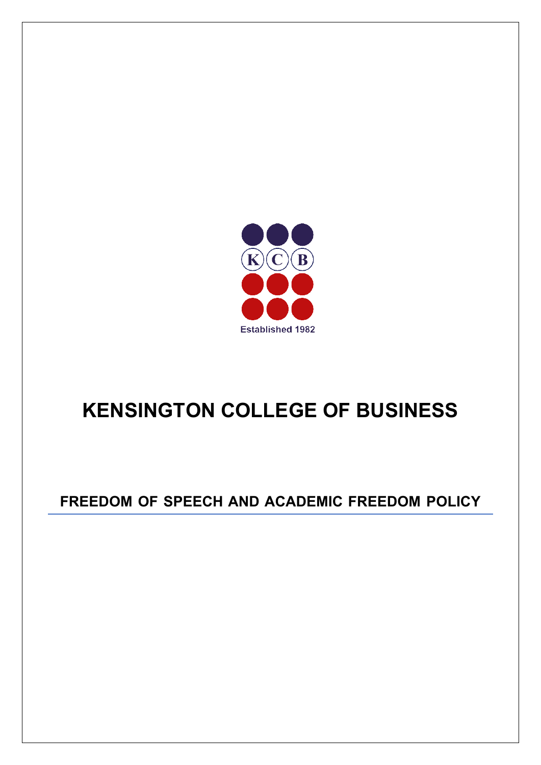KCB

Established 1982

# KENSINGTON COLLEGE OF BUSINESS

## FREEDOM OF SPEECH AND ACADEMIC FREEDOM POLICY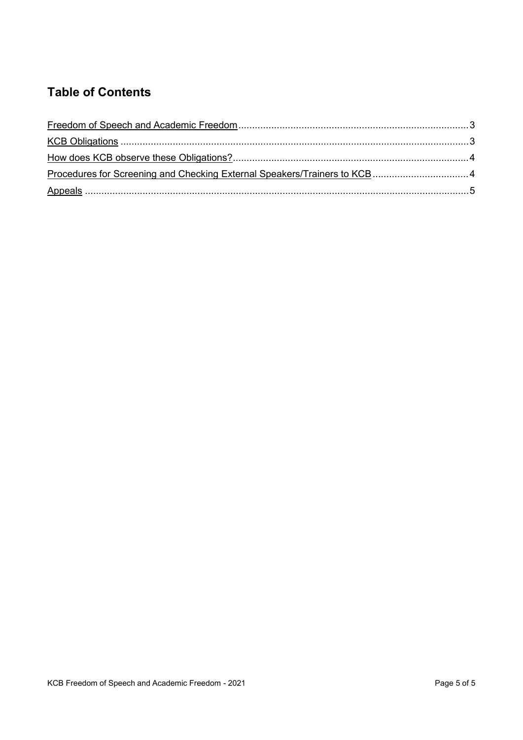## Table of Contents

Freedom of Speech and Academic Freedom ........ 3
KCB Obligations ........ 3
How does KCB observe these Obligations? ........ 4
Procedures for Screening and Checking External Speakers/Trainers to KCB ........ 4
Appeals ........ 5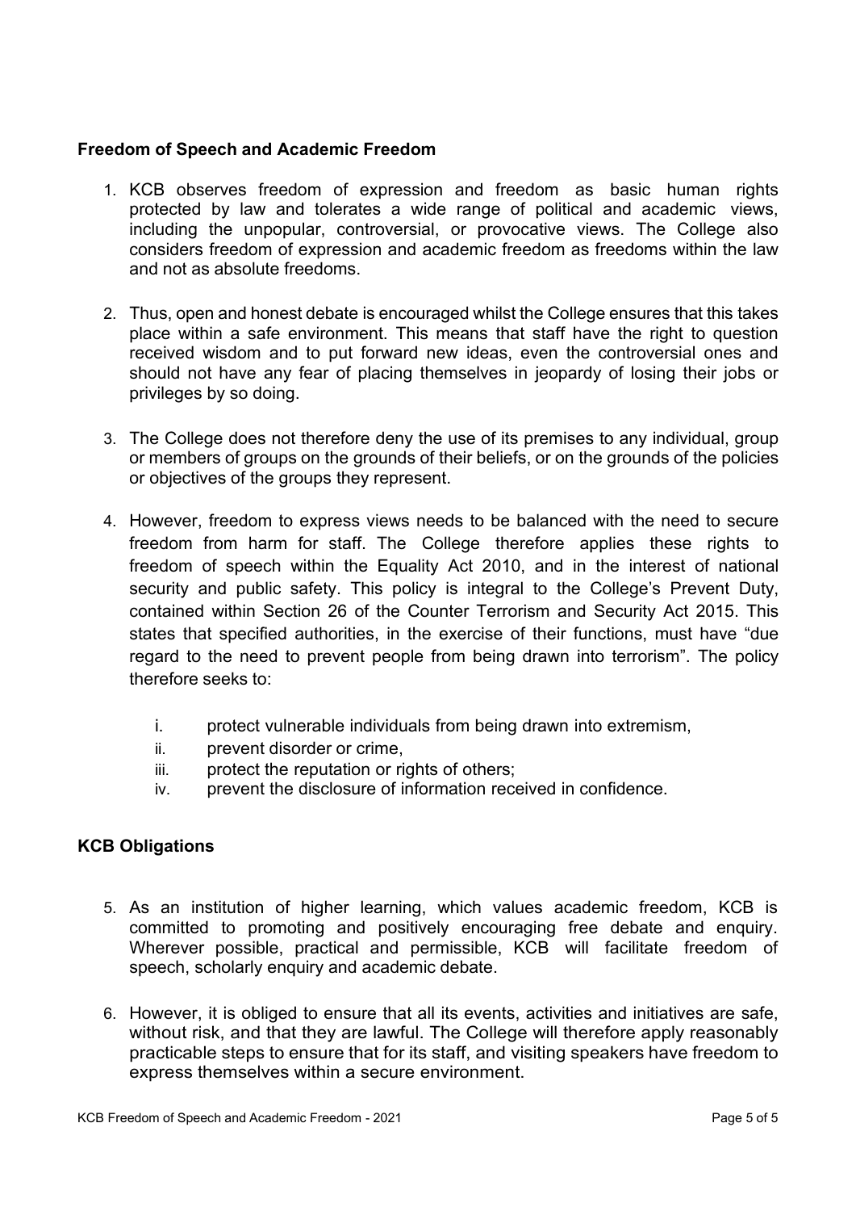## Freedom of Speech and Academic Freedom

1. KCB observes freedom of expression and freedom as basic human rights protected by law and tolerates a wide range of political and academic views, including the unpopular, controversial, or provocative views. The College also considers freedom of expression and academic freedom as freedoms within the law and not as absolute freedoms.

2. Thus, open and honest debate is encouraged whilst the College ensures that this takes place within a safe environment. This means that staff have the right to question received wisdom and to put forward new ideas, even the controversial ones and should not have any fear of placing themselves in jeopardy of losing their jobs or privileges by so doing.

3. The College does not therefore deny the use of its premises to any individual, group or members of groups on the grounds of their beliefs, or on the grounds of the policies or objectives of the groups they represent.

4. However, freedom to express views needs to be balanced with the need to secure freedom from harm for staff. The College therefore applies these rights to freedom of speech within the Equality Act 2010, and in the interest of national security and public safety. This policy is integral to the College's Prevent Duty, contained within Section 26 of the Counter Terrorism and Security Act 2015. This states that specified authorities, in the exercise of their functions, must have "due regard to the need to prevent people from being drawn into terrorism". The policy therefore seeks to:

    i. protect vulnerable individuals from being drawn into extremism,
    ii. prevent disorder or crime,
    iii. protect the reputation or rights of others;
    iv. prevent the disclosure of information received in confidence.

## KCB Obligations

5. As an institution of higher learning, which values academic freedom, KCB is committed to promoting and positively encouraging free debate and enquiry. Wherever possible, practical and permissible, KCB will facilitate freedom of speech, scholarly enquiry and academic debate.

6. However, it is obliged to ensure that all its events, activities and initiatives are safe, without risk, and that they are lawful. The College will therefore apply reasonably practicable steps to ensure that for its staff, and visiting speakers have freedom to express themselves within a secure environment.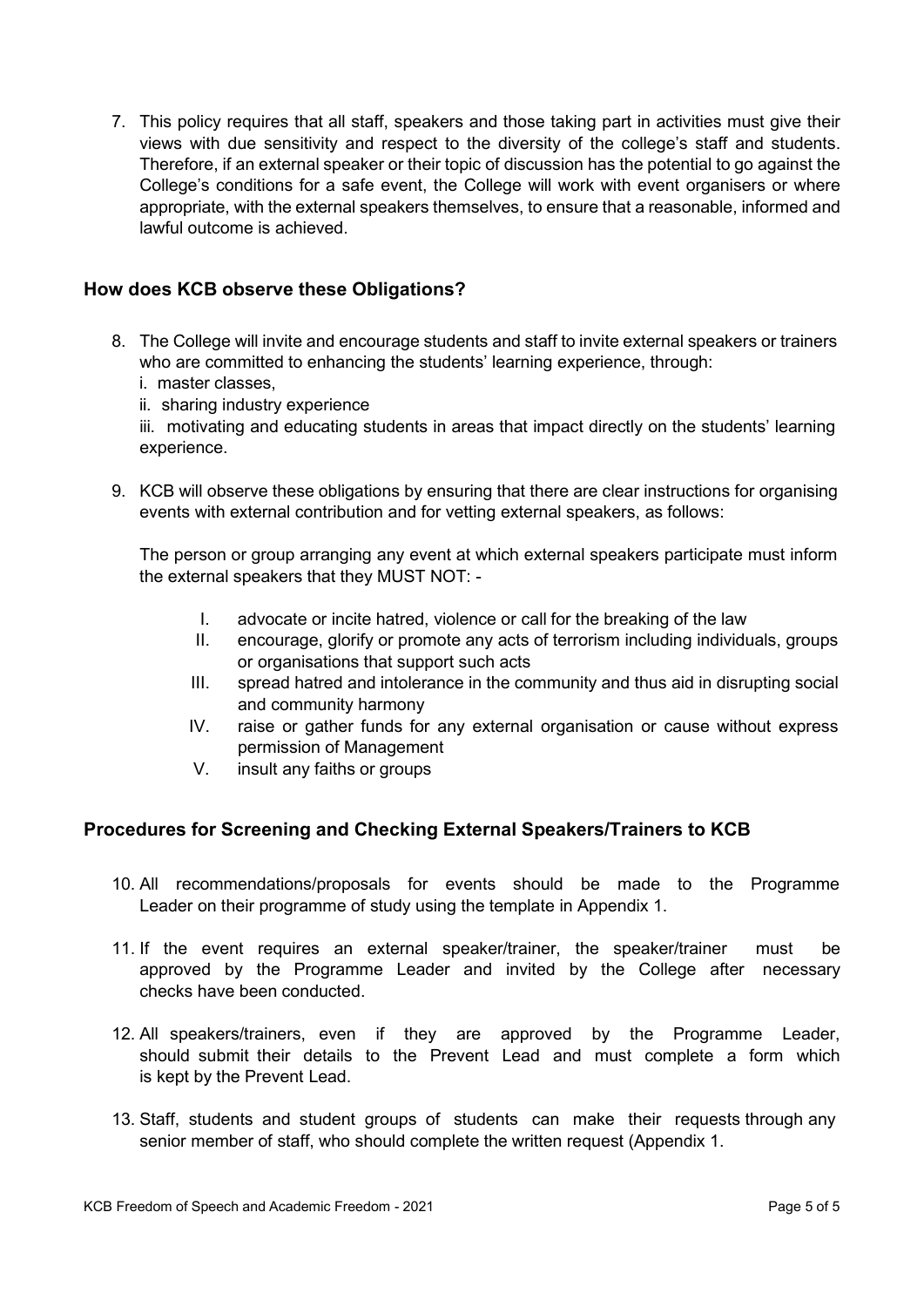7. This policy requires that all staff, speakers and those taking part in activities must give their views with due sensitivity and respect to the diversity of the college's staff and students. Therefore, if an external speaker or their topic of discussion has the potential to go against the College's conditions for a safe event, the College will work with event organisers or where appropriate, with the external speakers themselves, to ensure that a reasonable, informed and lawful outcome is achieved.

## How does KCB observe these Obligations?

8. The College will invite and encourage students and staff to invite external speakers or trainers who are committed to enhancing the students' learning experience, through:
   i. master classes,
   ii. sharing industry experience
   iii. motivating and educating students in areas that impact directly on the students' learning experience.

9. KCB will observe these obligations by ensuring that there are clear instructions for organising events with external contribution and for vetting external speakers, as follows:

   The person or group arranging any event at which external speakers participate must inform the external speakers that they MUST NOT: -

   I. advocate or incite hatred, violence or call for the breaking of the law
   II. encourage, glorify or promote any acts of terrorism including individuals, groups or organisations that support such acts
   III. spread hatred and intolerance in the community and thus aid in disrupting social and community harmony
   IV. raise or gather funds for any external organisation or cause without express permission of Management
   V. insult any faiths or groups

## Procedures for Screening and Checking External Speakers/Trainers to KCB

10. All recommendations/proposals for events should be made to the Programme Leader on their programme of study using the template in Appendix 1.

11. If the event requires an external speaker/trainer, the speaker/trainer must be approved by the Programme Leader and invited by the College after necessary checks have been conducted.

12. All speakers/trainers, even if they are approved by the Programme Leader, should submit their details to the Prevent Lead and must complete a form which is kept by the Prevent Lead.

13. Staff, students and student groups of students can make their requests through any senior member of staff, who should complete the written request (Appendix 1.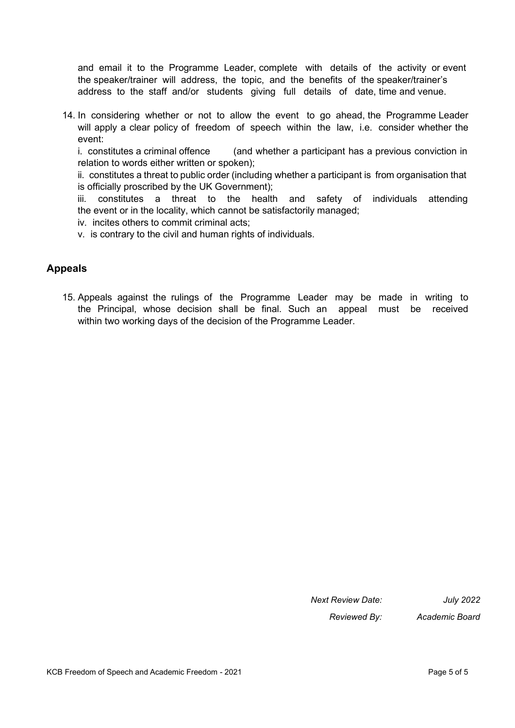and email it to the Programme Leader, complete with details of the activity or event the speaker/trainer will address, the topic, and the benefits of the speaker/trainer's address to the staff and/or students giving full details of date, time and venue.

14. In considering whether or not to allow the event to go ahead, the Programme Leader will apply a clear policy of freedom of speech within the law, i.e. consider whether the event:

    i. constitutes a criminal offence (and whether a participant has a previous conviction in relation to words either written or spoken);

    ii. constitutes a threat to public order (including whether a participant is from organisation that is officially proscribed by the UK Government);

    iii. constitutes a threat to the health and safety of individuals attending the event or in the locality, which cannot be satisfactorily managed;

    iv. incites others to commit criminal acts;

    v. is contrary to the civil and human rights of individuals.

## Appeals

15. Appeals against the rulings of the Programme Leader may be made in writing to the Principal, whose decision shall be final. Such an appeal must be received within two working days of the decision of the Programme Leader.

*Next Review Date:* *July 2022*

*Reviewed By:* *Academic Board*